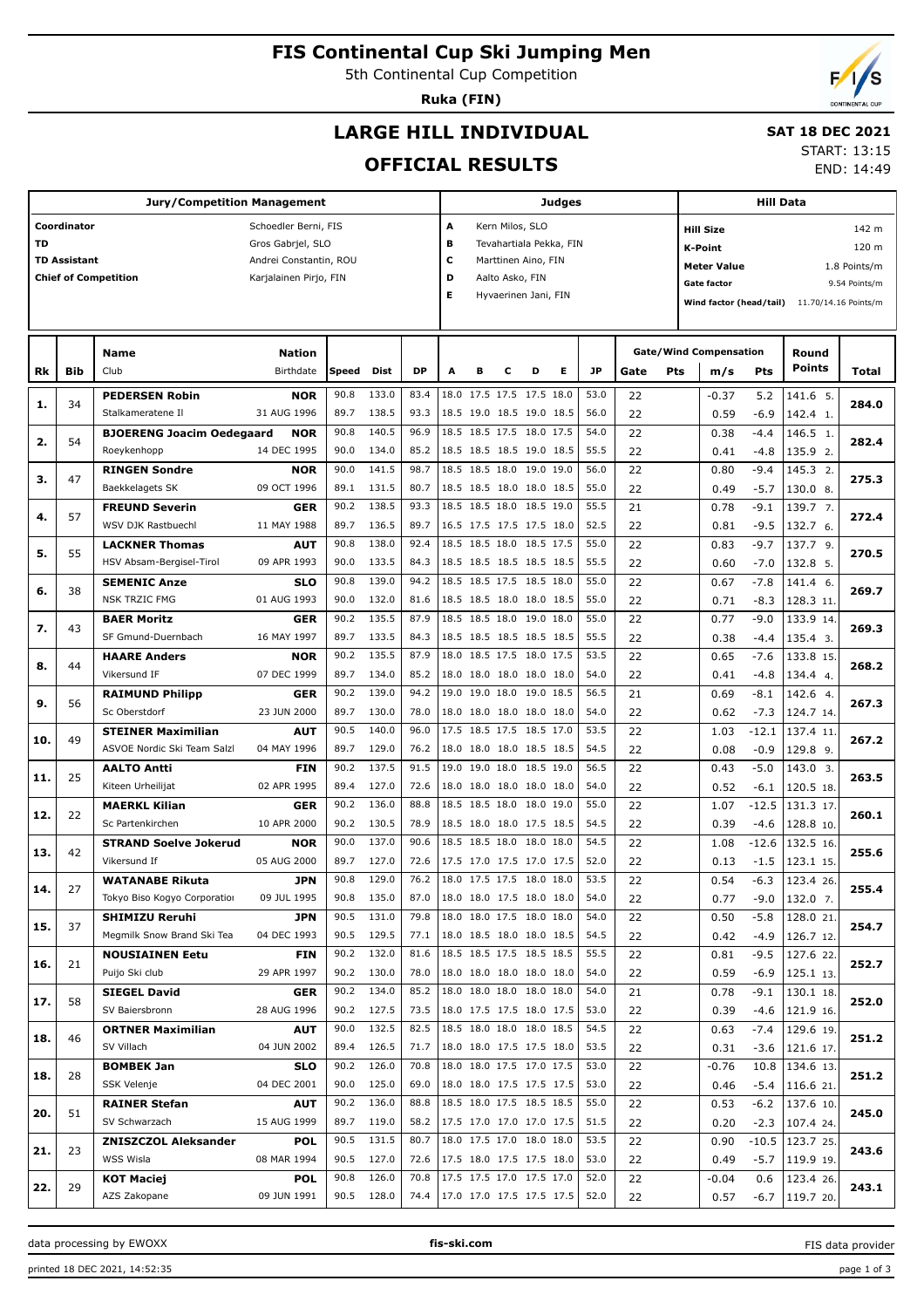# FIS Continental Cup Ski Jumping Men

5th Continental Cup Competition

**Ruka (FIN)**

## LARGE HILL INDIVIDUAL

## OFFICIAL RESULTS

**SAT 18 DEC 2021**

START: 13:15

END: 14:49

| Jury/Competition Management | | Judges | | Hill Data | |
|---|---|---|---|---|---|
| Coordinator | Schoedler Berni, FIS | A | Kern Milos, SLO | Hill Size | 142 m |
| TD | Gros Gabrjel, SLO | B | Tevahartiala Pekka, FIN | K-Point | 120 m |
| TD Assistant | Andrei Constantin, ROU | C | Marttinen Aino, FIN | Meter Value | 1.8 Points/m |
| Chief of Competition | Karjalainen Pirjo, FIN | D | Aalto Asko, FIN | Gate factor | 9.54 Points/m |
| | | E | Hyvaerinen Jani, FIN | Wind factor (head/tail) | 11.70/14.16 Points/m |

| Rk | Bib | Name / Club | Nation / Birthdate | Speed | Dist | DP | A | B | C | D | E | JP | Gate | Pts | m/s | Pts | Round Points | Total |
|---|---|---|---|---|---|---|---|---|---|---|---|---|---|---|---|---|---|---|
| 1. | 34 | **PEDERSEN Robin** | **NOR** | 90.8 | 133.0 | 83.4 | 18.0 | 17.5 | 17.5 | 17.5 | 18.0 | 53.0 | 22 | | -0.37 | 5.2 | 141.6 5. | 284.0 |
| | | Stalkameratene Il | 31 AUG 1996 | 89.7 | 138.5 | 93.3 | 18.5 | 19.0 | 18.5 | 19.0 | 18.5 | 56.0 | 22 | | 0.59 | -6.9 | 142.4 1. | |
| 2. | 54 | **BJOERENG Joacim Oedegaard** | **NOR** | 90.8 | 140.5 | 96.9 | 18.5 | 18.5 | 17.5 | 18.0 | 17.5 | 54.0 | 22 | | 0.38 | -4.4 | 146.5 1. | 282.4 |
| | | Roeykenhopp | 14 DEC 1995 | 90.0 | 134.0 | 85.2 | 18.5 | 18.5 | 18.5 | 19.0 | 18.5 | 55.5 | 22 | | 0.41 | -4.8 | 135.9 2. | |
| 3. | 47 | **RINGEN Sondre** | **NOR** | 90.0 | 141.5 | 98.7 | 18.5 | 18.5 | 18.0 | 19.0 | 19.0 | 56.0 | 22 | | 0.80 | -9.4 | 145.3 2. | 275.3 |
| | | Baekkelagets SK | 09 OCT 1996 | 89.1 | 131.5 | 80.7 | 18.5 | 18.5 | 18.0 | 18.0 | 18.5 | 55.0 | 22 | | 0.49 | -5.7 | 130.0 8. | |
| 4. | 57 | **FREUND Severin** | **GER** | 90.2 | 138.5 | 93.3 | 18.5 | 18.5 | 18.0 | 18.5 | 19.0 | 55.5 | 21 | | 0.78 | -9.1 | 139.7 7. | 272.4 |
| | | WSV DJK Rastbuechl | 11 MAY 1988 | 89.7 | 136.5 | 89.7 | 16.5 | 17.5 | 17.5 | 17.5 | 18.0 | 52.5 | 22 | | 0.81 | -9.5 | 132.7 6. | |
| 5. | 55 | **LACKNER Thomas** | **AUT** | 90.8 | 138.0 | 92.4 | 18.5 | 18.5 | 18.0 | 18.5 | 17.5 | 55.0 | 22 | | 0.83 | -9.7 | 137.7 9. | 270.5 |
| | | HSV Absam-Bergisel-Tirol | 09 APR 1993 | 90.0 | 133.5 | 84.3 | 18.5 | 18.5 | 18.5 | 18.5 | 18.5 | 55.5 | 22 | | 0.60 | -7.0 | 132.8 5. | |
| 6. | 38 | **SEMENIC Anze** | **SLO** | 90.8 | 139.0 | 94.2 | 18.5 | 18.5 | 17.5 | 18.5 | 18.0 | 55.0 | 22 | | 0.67 | -7.8 | 141.4 6. | 269.7 |
| | | NSK TRZIC FMG | 01 AUG 1993 | 90.0 | 132.0 | 81.6 | 18.5 | 18.5 | 18.0 | 18.0 | 18.5 | 55.0 | 22 | | 0.71 | -8.3 | 128.3 11. | |
| 7. | 43 | **BAER Moritz** | **GER** | 90.2 | 135.5 | 87.9 | 18.5 | 18.5 | 18.0 | 19.0 | 18.0 | 55.0 | 22 | | 0.77 | -9.0 | 133.9 14. | 269.3 |
| | | SF Gmund-Duernbach | 16 MAY 1997 | 89.7 | 133.5 | 84.3 | 18.5 | 18.5 | 18.5 | 18.5 | 18.5 | 55.5 | 22 | | 0.38 | -4.4 | 135.4 3. | |
| 8. | 44 | **HAARE Anders** | **NOR** | 90.2 | 135.5 | 87.9 | 18.0 | 18.5 | 17.5 | 18.0 | 17.5 | 53.5 | 22 | | 0.65 | -7.6 | 133.8 15. | 268.2 |
| | | Vikersund IF | 07 DEC 1999 | 89.7 | 134.0 | 85.2 | 18.0 | 18.0 | 18.0 | 18.0 | 18.0 | 54.0 | 22 | | 0.41 | -4.8 | 134.4 4. | |
| 9. | 56 | **RAIMUND Philipp** | **GER** | 90.2 | 139.0 | 94.2 | 19.0 | 19.0 | 18.0 | 19.0 | 18.5 | 56.5 | 21 | | 0.69 | -8.1 | 142.6 4. | 267.3 |
| | | Sc Oberstdorf | 23 JUN 2000 | 89.7 | 130.0 | 78.0 | 18.0 | 18.0 | 18.0 | 18.0 | 18.0 | 54.0 | 22 | | 0.62 | -7.3 | 124.7 14. | |
| 10. | 49 | **STEINER Maximilian** | **AUT** | 90.5 | 140.0 | 96.0 | 17.5 | 18.5 | 17.5 | 18.5 | 17.0 | 53.5 | 22 | | 1.03 | -12.1 | 137.4 11. | 267.2 |
| | | ASVOE Nordic Ski Team Salzl | 04 MAY 1996 | 89.7 | 129.0 | 76.2 | 18.0 | 18.0 | 18.0 | 18.5 | 18.5 | 54.5 | 22 | | 0.08 | -0.9 | 129.8 9. | |
| 11. | 25 | **AALTO Antti** | **FIN** | 90.2 | 137.5 | 91.5 | 19.0 | 19.0 | 18.0 | 18.5 | 19.0 | 56.5 | 22 | | 0.43 | -5.0 | 143.0 3. | 263.5 |
| | | Kiteen Urheilijat | 02 APR 1995 | 89.4 | 127.0 | 72.6 | 18.0 | 18.0 | 18.0 | 18.0 | 18.0 | 54.0 | 22 | | 0.52 | -6.1 | 120.5 18. | |
| 12. | 22 | **MAERKL Kilian** | **GER** | 90.2 | 136.0 | 88.8 | 18.5 | 18.5 | 18.0 | 18.0 | 19.0 | 55.0 | 22 | | 1.07 | -12.5 | 131.3 17. | 260.1 |
| | | Sc Partenkirchen | 10 APR 2000 | 90.2 | 130.5 | 78.9 | 18.5 | 18.0 | 18.0 | 17.5 | 18.5 | 54.5 | 22 | | 0.39 | -4.6 | 128.8 10. | |
| 13. | 42 | **STRAND Soelve Jokerud** | **NOR** | 90.0 | 137.0 | 90.6 | 18.5 | 18.5 | 18.0 | 18.0 | 18.0 | 54.5 | 22 | | 1.08 | -12.6 | 132.5 16. | 255.6 |
| | | Vikersund If | 05 AUG 2000 | 89.7 | 127.0 | 72.6 | 17.5 | 17.0 | 17.5 | 17.0 | 17.5 | 52.0 | 22 | | 0.13 | -1.5 | 123.1 15. | |
| 14. | 27 | **WATANABE Rikuta** | **JPN** | 90.8 | 129.0 | 76.2 | 18.0 | 17.5 | 17.5 | 18.0 | 18.0 | 53.5 | 22 | | 0.54 | -6.3 | 123.4 26. | 255.4 |
| | | Tokyo Biso Kogyo Corporatio | 09 JUL 1995 | 90.8 | 135.0 | 87.0 | 18.0 | 18.0 | 17.5 | 18.0 | 18.0 | 54.0 | 22 | | 0.77 | -9.0 | 132.0 7. | |
| 15. | 37 | **SHIMIZU Reruhi** | **JPN** | 90.5 | 131.0 | 79.8 | 18.0 | 18.0 | 17.5 | 18.0 | 18.0 | 54.0 | 22 | | 0.50 | -5.8 | 128.0 21. | 254.7 |
| | | Megmilk Snow Brand Ski Tea | 04 DEC 1993 | 90.5 | 129.5 | 77.1 | 18.0 | 18.5 | 18.0 | 18.0 | 18.5 | 54.5 | 22 | | 0.42 | -4.9 | 126.7 12. | |
| 16. | 21 | **NOUSIAINEN Eetu** | **FIN** | 90.2 | 132.0 | 81.6 | 18.5 | 18.5 | 17.5 | 18.5 | 18.5 | 55.5 | 22 | | 0.81 | -9.5 | 127.6 22. | 252.7 |
| | | Puijo Ski club | 29 APR 1997 | 90.2 | 130.0 | 78.0 | 18.0 | 18.0 | 18.0 | 18.0 | 18.0 | 54.0 | 22 | | 0.59 | -6.9 | 125.1 13. | |
| 17. | 58 | **SIEGEL David** | **GER** | 90.2 | 134.0 | 85.2 | 18.0 | 18.0 | 18.0 | 18.0 | 18.0 | 54.0 | 21 | | 0.78 | -9.1 | 130.1 18. | 252.0 |
| | | SV Baiersbronn | 28 AUG 1996 | 90.2 | 127.5 | 73.5 | 18.0 | 17.5 | 17.5 | 18.0 | 17.5 | 53.0 | 22 | | 0.39 | -4.6 | 121.9 16. | |
| 18. | 46 | **ORTNER Maximilian** | **AUT** | 90.0 | 132.5 | 82.5 | 18.5 | 18.0 | 18.0 | 18.0 | 18.5 | 54.5 | 22 | | 0.63 | -7.4 | 129.6 19. | 251.2 |
| | | SV Villach | 04 JUN 2002 | 89.4 | 126.5 | 71.7 | 18.0 | 18.0 | 17.5 | 17.5 | 18.0 | 53.5 | 22 | | 0.31 | -3.6 | 121.6 17. | |
| 18. | 28 | **BOMBEK Jan** | **SLO** | 90.2 | 126.0 | 70.8 | 18.0 | 18.0 | 17.5 | 17.0 | 17.5 | 53.0 | 22 | | -0.76 | 10.8 | 134.6 13. | 251.2 |
| | | SSK Velenje | 04 DEC 2001 | 90.0 | 125.0 | 69.0 | 18.0 | 18.0 | 17.5 | 17.5 | 17.5 | 53.0 | 22 | | 0.46 | -5.4 | 116.6 21. | |
| 20. | 51 | **RAINER Stefan** | **AUT** | 90.2 | 136.0 | 88.8 | 18.5 | 18.0 | 17.5 | 18.5 | 18.5 | 55.0 | 22 | | 0.53 | -6.2 | 137.6 10. | 245.0 |
| | | SV Schwarzach | 15 AUG 1999 | 89.7 | 119.0 | 58.2 | 17.5 | 17.0 | 17.0 | 17.0 | 17.5 | 51.5 | 22 | | 0.20 | -2.3 | 107.4 24. | |
| 21. | 23 | **ZNISZCZOL Aleksander** | **POL** | 90.5 | 131.5 | 80.7 | 18.0 | 17.5 | 17.0 | 18.0 | 18.0 | 53.5 | 22 | | 0.90 | -10.5 | 123.7 25. | 243.6 |
| | | WSS Wisla | 08 MAR 1994 | 90.5 | 127.0 | 72.6 | 17.5 | 18.0 | 17.5 | 17.5 | 18.0 | 53.0 | 22 | | 0.49 | -5.7 | 119.9 19. | |
| 22. | 29 | **KOT Maciej** | **POL** | 90.8 | 126.0 | 70.8 | 17.5 | 17.5 | 17.0 | 17.5 | 17.0 | 52.0 | 22 | | -0.04 | 0.6 | 123.4 26. | 243.1 |
| | | AZS Zakopane | 09 JUN 1991 | 90.5 | 128.0 | 74.4 | 17.0 | 17.0 | 17.5 | 17.5 | 17.5 | 52.0 | 22 | | 0.57 | -6.7 | 119.7 20. | |

data processing by EWOXX | fis-ski.com | FIS data provider

printed 18 DEC 2021, 14:52:35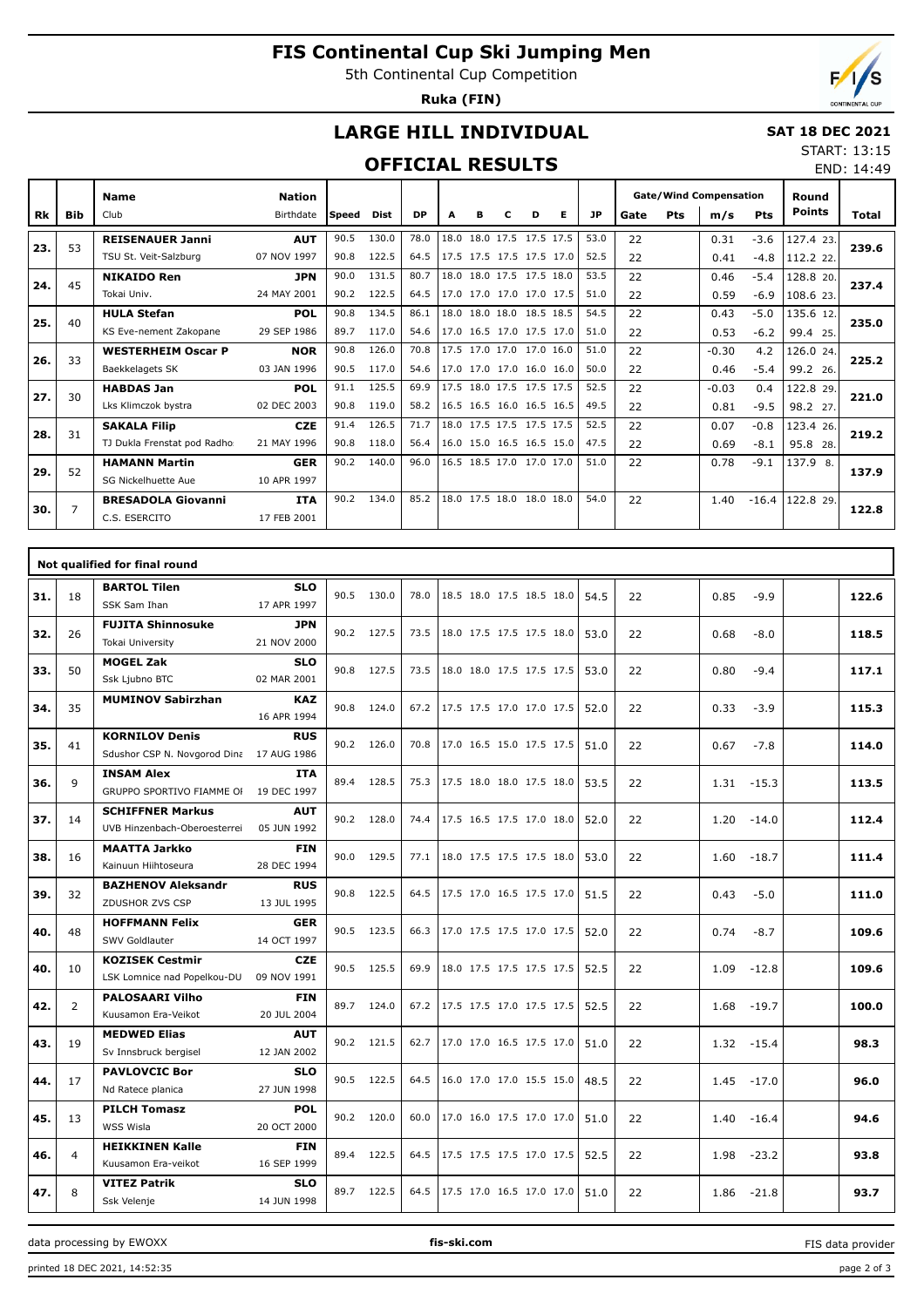# FIS Continental Cup Ski Jumping Men

5th Continental Cup Competition

**Ruka (FIN)**

## LARGE HILL INDIVIDUAL

**SAT 18 DEC 2021**

START: 13:15
END: 14:49

## OFFICIAL RESULTS

| Rk | Bib | Name / Club | Nation / Birthdate | Speed | Dist | DP | A | B | C | D | E | JP | Gate | Pts | m/s | Pts | Round Points | Total |
|---|---|---|---|---|---|---|---|---|---|---|---|---|---|---|---|---|---|---|
| 23. | 53 | **REISENAUER Janni** | **AUT** | 90.5 | 130.0 | 78.0 | 18.0 | 18.0 | 17.5 | 17.5 | 17.5 | 53.0 | 22 | | 0.31 | -3.6 | 127.4 23. | **239.6** |
| | | TSU St. Veit-Salzburg | 07 NOV 1997 | 90.8 | 122.5 | 64.5 | 17.5 | 17.5 | 17.5 | 17.5 | 17.0 | 52.5 | 22 | | 0.41 | -4.8 | 112.2 22. | |
| 24. | 45 | **NIKAIDO Ren** | **JPN** | 90.0 | 131.5 | 80.7 | 18.0 | 18.0 | 17.5 | 17.5 | 18.0 | 53.5 | 22 | | 0.46 | -5.4 | 128.8 20. | **237.4** |
| | | Tokai Univ. | 24 MAY 2001 | 90.2 | 122.5 | 64.5 | 17.0 | 17.0 | 17.0 | 17.0 | 17.5 | 51.0 | 22 | | 0.59 | -6.9 | 108.6 23. | |
| 25. | 40 | **HULA Stefan** | **POL** | 90.8 | 134.5 | 86.1 | 18.0 | 18.0 | 18.0 | 18.5 | 18.5 | 54.5 | 22 | | 0.43 | -5.0 | 135.6 12. | **235.0** |
| | | KS Eve-nement Zakopane | 29 SEP 1986 | 89.7 | 117.0 | 54.6 | 17.0 | 16.5 | 17.0 | 17.5 | 17.0 | 51.0 | 22 | | 0.53 | -6.2 | 99.4 25. | |
| 26. | 33 | **WESTERHEIM Oscar P** | **NOR** | 90.8 | 126.0 | 70.8 | 17.5 | 17.0 | 17.0 | 17.0 | 16.0 | 51.0 | 22 | | -0.30 | 4.2 | 126.0 24. | **225.2** |
| | | Baekkelagets SK | 03 JAN 1996 | 90.5 | 117.0 | 54.6 | 17.0 | 17.0 | 17.0 | 16.0 | 16.0 | 50.0 | 22 | | 0.46 | -5.4 | 99.2 26. | |
| 27. | 30 | **HABDAS Jan** | **POL** | 91.1 | 125.5 | 69.9 | 17.5 | 18.0 | 17.5 | 17.5 | 17.5 | 52.5 | 22 | | -0.03 | 0.4 | 122.8 29. | **221.0** |
| | | Lks Klimczok bystra | 02 DEC 2003 | 90.8 | 119.0 | 58.2 | 16.5 | 16.5 | 16.0 | 16.5 | 16.5 | 49.5 | 22 | | 0.81 | -9.5 | 98.2 27. | |
| 28. | 31 | **SAKALA Filip** | **CZE** | 91.4 | 126.5 | 71.7 | 18.0 | 17.5 | 17.5 | 17.5 | 17.5 | 52.5 | 22 | | 0.07 | -0.8 | 123.4 26. | **219.2** |
| | | TJ Dukla Frenstat pod Radho | 21 MAY 1996 | 90.8 | 118.0 | 56.4 | 16.0 | 15.0 | 16.5 | 16.5 | 15.0 | 47.5 | 22 | | 0.69 | -8.1 | 95.8 28. | |
| 29. | 52 | **HAMANN Martin** | **GER** | 90.2 | 140.0 | 96.0 | 16.5 | 18.5 | 17.0 | 17.0 | 17.0 | 51.0 | 22 | | 0.78 | -9.1 | 137.9 8. | **137.9** |
| | | SG Nickelhuette Aue | 10 APR 1997 | | | | | | | | | | | | | | | |
| 30. | 7 | **BRESADOLA Giovanni** | **ITA** | 90.2 | 134.0 | 85.2 | 18.0 | 17.5 | 18.0 | 18.0 | 18.0 | 54.0 | 22 | | 1.40 | -16.4 | 122.8 29. | **122.8** |
| | | C.S. ESERCITO | 17 FEB 2001 | | | | | | | | | | | | | | | |

**Not qualified for final round**

| Rk | Bib | Name / Club | Nation / Birthdate | Speed | Dist | DP | A | B | C | D | E | JP | Gate | Pts | m/s | Pts | Round Points | Total |
|---|---|---|---|---|---|---|---|---|---|---|---|---|---|---|---|---|---|---|
| 31. | 18 | **BARTOL Tilen** / SSK Sam Ihan | **SLO** / 17 APR 1997 | 90.5 | 130.0 | 78.0 | 18.5 | 18.0 | 17.5 | 18.5 | 18.0 | 54.5 | 22 | | 0.85 | -9.9 | | **122.6** |
| 32. | 26 | **FUJITA Shinnosuke** / Tokai University | **JPN** / 21 NOV 2000 | 90.2 | 127.5 | 73.5 | 18.0 | 17.5 | 17.5 | 17.5 | 18.0 | 53.0 | 22 | | 0.68 | -8.0 | | **118.5** |
| 33. | 50 | **MOGEL Zak** / Ssk Ljubno BTC | **SLO** / 02 MAR 2001 | 90.8 | 127.5 | 73.5 | 18.0 | 18.0 | 17.5 | 17.5 | 17.5 | 53.0 | 22 | | 0.80 | -9.4 | | **117.1** |
| 34. | 35 | **MUMINOV Sabirzhan** | **KAZ** / 16 APR 1994 | 90.8 | 124.0 | 67.2 | 17.5 | 17.5 | 17.0 | 17.0 | 17.5 | 52.0 | 22 | | 0.33 | -3.9 | | **115.3** |
| 35. | 41 | **KORNILOV Denis** / Sdushor CSP N. Novgorod Dina | **RUS** / 17 AUG 1986 | 90.2 | 126.0 | 70.8 | 17.0 | 16.5 | 15.0 | 17.5 | 17.5 | 51.0 | 22 | | 0.67 | -7.8 | | **114.0** |
| 36. | 9 | **INSAM Alex** / GRUPPO SPORTIVO FIAMME OI | **ITA** / 19 DEC 1997 | 89.4 | 128.5 | 75.3 | 17.5 | 18.0 | 18.0 | 17.5 | 18.0 | 53.5 | 22 | | 1.31 | -15.3 | | **113.5** |
| 37. | 14 | **SCHIFFNER Markus** / UVB Hinzenbach-Oberoesterrei | **AUT** / 05 JUN 1992 | 90.2 | 128.0 | 74.4 | 17.5 | 16.5 | 17.5 | 17.0 | 18.0 | 52.0 | 22 | | 1.20 | -14.0 | | **112.4** |
| 38. | 16 | **MAATTA Jarkko** / Kainuun Hiihtoseura | **FIN** / 28 DEC 1994 | 90.0 | 129.5 | 77.1 | 18.0 | 17.5 | 17.5 | 17.5 | 18.0 | 53.0 | 22 | | 1.60 | -18.7 | | **111.4** |
| 39. | 32 | **BAZHENOV Aleksandr** / ZDUSHOR ZVS CSP | **RUS** / 13 JUL 1995 | 90.8 | 122.5 | 64.5 | 17.5 | 17.0 | 16.5 | 17.5 | 17.0 | 51.5 | 22 | | 0.43 | -5.0 | | **111.0** |
| 40. | 48 | **HOFFMANN Felix** / SWV Goldlauter | **GER** / 14 OCT 1997 | 90.5 | 123.5 | 66.3 | 17.0 | 17.5 | 17.5 | 17.0 | 17.5 | 52.0 | 22 | | 0.74 | -8.7 | | **109.6** |
| 40. | 10 | **KOZISEK Cestmir** / LSK Lomnice nad Popelkou-DU | **CZE** / 09 NOV 1991 | 90.5 | 125.5 | 69.9 | 18.0 | 17.5 | 17.5 | 17.5 | 17.5 | 52.5 | 22 | | 1.09 | -12.8 | | **109.6** |
| 42. | 2 | **PALOSAARI Vilho** / Kuusamon Era-Veikot | **FIN** / 20 JUL 2004 | 89.7 | 124.0 | 67.2 | 17.5 | 17.5 | 17.0 | 17.5 | 17.5 | 52.5 | 22 | | 1.68 | -19.7 | | **100.0** |
| 43. | 19 | **MEDWED Elias** / Sv Innsbruck bergisel | **AUT** / 12 JAN 2002 | 90.2 | 121.5 | 62.7 | 17.0 | 17.0 | 16.5 | 17.5 | 17.0 | 51.0 | 22 | | 1.32 | -15.4 | | **98.3** |
| 44. | 17 | **PAVLOVCIC Bor** / Nd Ratece planica | **SLO** / 27 JUN 1998 | 90.5 | 122.5 | 64.5 | 16.0 | 17.0 | 17.0 | 15.5 | 15.0 | 48.5 | 22 | | 1.45 | -17.0 | | **96.0** |
| 45. | 13 | **PILCH Tomasz** / WSS Wisla | **POL** / 20 OCT 2000 | 90.2 | 120.0 | 60.0 | 17.0 | 16.0 | 17.5 | 17.0 | 17.0 | 51.0 | 22 | | 1.40 | -16.4 | | **94.6** |
| 46. | 4 | **HEIKKINEN Kalle** / Kuusamon Era-veikot | **FIN** / 16 SEP 1999 | 89.4 | 122.5 | 64.5 | 17.5 | 17.5 | 17.5 | 17.0 | 17.5 | 52.5 | 22 | | 1.98 | -23.2 | | **93.8** |
| 47. | 8 | **VITEZ Patrik** / Ssk Velenje | **SLO** / 14 JUN 1998 | 89.7 | 122.5 | 64.5 | 17.5 | 17.0 | 16.5 | 17.0 | 17.0 | 51.0 | 22 | | 1.86 | -21.8 | | **93.7** |

data processing by EWOXX | fis-ski.com | FIS data provider

printed 18 DEC 2021, 14:52:35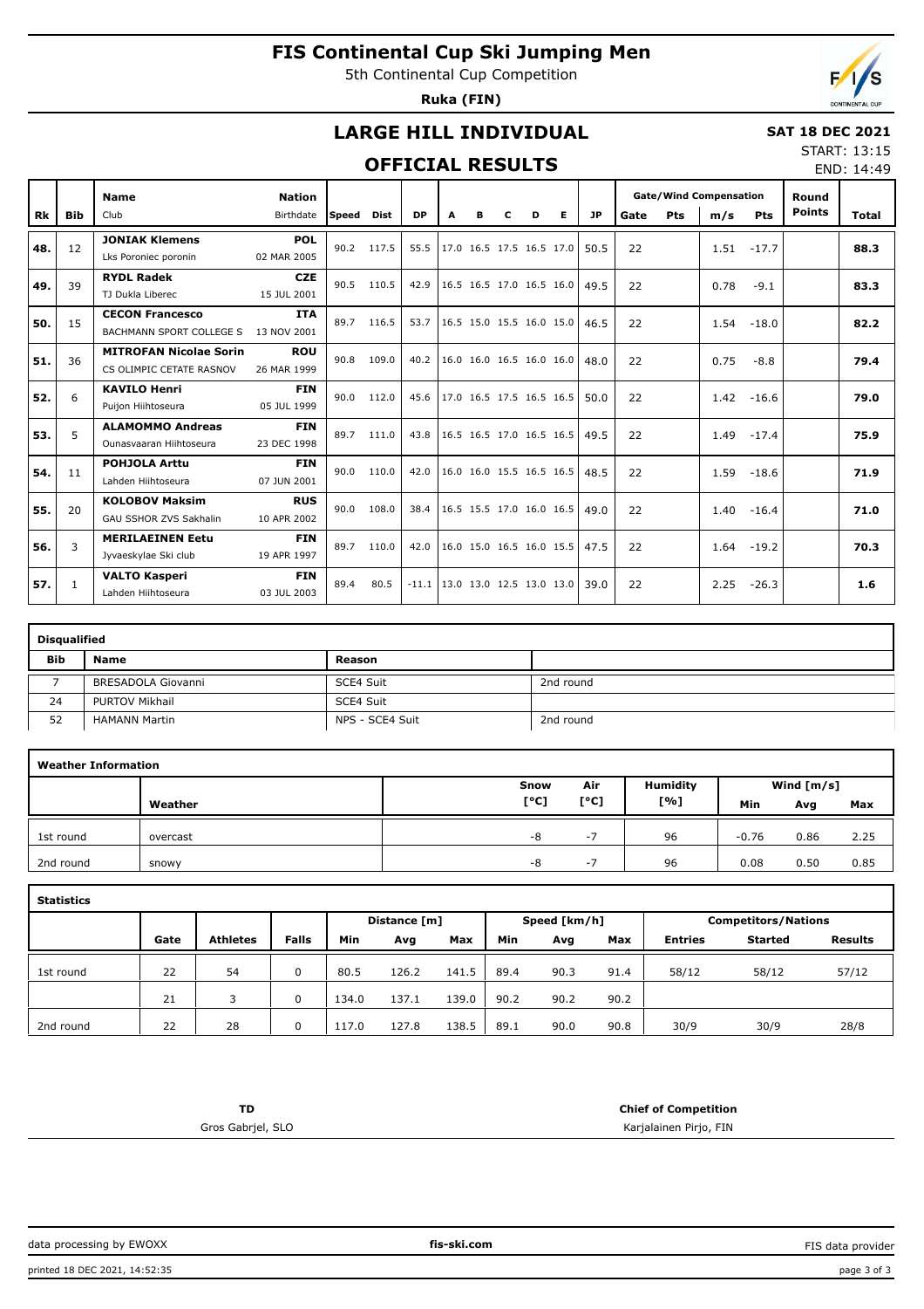# FIS Continental Cup Ski Jumping Men

5th Continental Cup Competition

**Ruka (FIN)**

## LARGE HILL INDIVIDUAL

**SAT 18 DEC 2021**

START: 13:15
END: 14:49

## OFFICIAL RESULTS

| Rk | Bib | Name / Club | Nation / Birthdate | Speed | Dist | DP | A | B | C | D | E | JP | Gate | Pts | m/s | Pts | Round Points | Total |
|---|---|---|---|---|---|---|---|---|---|---|---|---|---|---|---|---|---|---|
| 48. | 12 | **JONIAK Klemens** Lks Poroniec poronin | **POL** 02 MAR 2005 | 90.2 | 117.5 | 55.5 | 17.0 | 16.5 | 17.5 | 16.5 | 17.0 | 50.5 | 22 | | 1.51 | -17.7 | | **88.3** |
| 49. | 39 | **RYDL Radek** TJ Dukla Liberec | **CZE** 15 JUL 2001 | 90.5 | 110.5 | 42.9 | 16.5 | 16.5 | 17.0 | 16.5 | 16.0 | 49.5 | 22 | | 0.78 | -9.1 | | **83.3** |
| 50. | 15 | **CECON Francesco** BACHMANN SPORT COLLEGE S | **ITA** 13 NOV 2001 | 89.7 | 116.5 | 53.7 | 16.5 | 15.0 | 15.5 | 16.0 | 15.0 | 46.5 | 22 | | 1.54 | -18.0 | | **82.2** |
| 51. | 36 | **MITROFAN Nicolae Sorin** CS OLIMPIC CETATE RASNOV | **ROU** 26 MAR 1999 | 90.8 | 109.0 | 40.2 | 16.0 | 16.0 | 16.5 | 16.0 | 16.0 | 48.0 | 22 | | 0.75 | -8.8 | | **79.4** |
| 52. | 6 | **KAVILO Henri** Puijon Hiihtoseura | **FIN** 05 JUL 1999 | 90.0 | 112.0 | 45.6 | 17.0 | 16.5 | 17.5 | 16.5 | 16.5 | 50.0 | 22 | | 1.42 | -16.6 | | **79.0** |
| 53. | 5 | **ALAMOMMO Andreas** Ounasvaaran Hiihtoseura | **FIN** 23 DEC 1998 | 89.7 | 111.0 | 43.8 | 16.5 | 16.5 | 17.0 | 16.5 | 16.5 | 49.5 | 22 | | 1.49 | -17.4 | | **75.9** |
| 54. | 11 | **POHJOLA Arttu** Lahden Hiihtoseura | **FIN** 07 JUN 2001 | 90.0 | 110.0 | 42.0 | 16.0 | 16.0 | 15.5 | 16.5 | 16.5 | 48.5 | 22 | | 1.59 | -18.6 | | **71.9** |
| 55. | 20 | **KOLOBOV Maksim** GAU SSHOR ZVS Sakhalin | **RUS** 10 APR 2002 | 90.0 | 108.0 | 38.4 | 16.5 | 15.5 | 17.0 | 16.0 | 16.5 | 49.0 | 22 | | 1.40 | -16.4 | | **71.0** |
| 56. | 3 | **MERILAEINEN Eetu** Jyvaeskylae Ski club | **FIN** 19 APR 1997 | 89.7 | 110.0 | 42.0 | 16.0 | 15.0 | 16.5 | 16.0 | 15.5 | 47.5 | 22 | | 1.64 | -19.2 | | **70.3** |
| 57. | 1 | **VALTO Kasperi** Lahden Hiihtoseura | **FIN** 03 JUL 2003 | 89.4 | 80.5 | -11.1 | 13.0 | 13.0 | 12.5 | 13.0 | 13.0 | 39.0 | 22 | | 2.25 | -26.3 | | **1.6** |

### Disqualified

| Bib | Name | Reason | |
|---|---|---|---|
| 7 | BRESADOLA Giovanni | SCE4 Suit | 2nd round |
| 24 | PURTOV Mikhail | SCE4 Suit | |
| 52 | HAMANN Martin | NPS - SCE4 Suit | 2nd round |

### Weather Information

| | Weather | Snow [°C] | Air [°C] | Humidity [%] | Wind [m/s] Min | Avg | Max |
|---|---|---|---|---|---|---|---|
| 1st round | overcast | -8 | -7 | 96 | -0.76 | 0.86 | 2.25 |
| 2nd round | snowy | -8 | -7 | 96 | 0.08 | 0.50 | 0.85 |

### Statistics

| | Gate | Athletes | Falls | Distance [m] Min | Avg | Max | Speed [km/h] Min | Avg | Max | Competitors/Nations Entries | Started | Results |
|---|---|---|---|---|---|---|---|---|---|---|---|---|
| 1st round | 22 | 54 | 0 | 80.5 | 126.2 | 141.5 | 89.4 | 90.3 | 91.4 | 58/12 | 58/12 | 57/12 |
| | 21 | 3 | 0 | 134.0 | 137.1 | 139.0 | 90.2 | 90.2 | 90.2 | | | |
| 2nd round | 22 | 28 | 0 | 117.0 | 127.8 | 138.5 | 89.1 | 90.0 | 90.8 | 30/9 | 30/9 | 28/8 |

**TD**
Gros Gabrjel, SLO

**Chief of Competition**
Karjalainen Pirjo, FIN

data processing by EWOXX — fis-ski.com — FIS data provider

printed 18 DEC 2021, 14:52:35